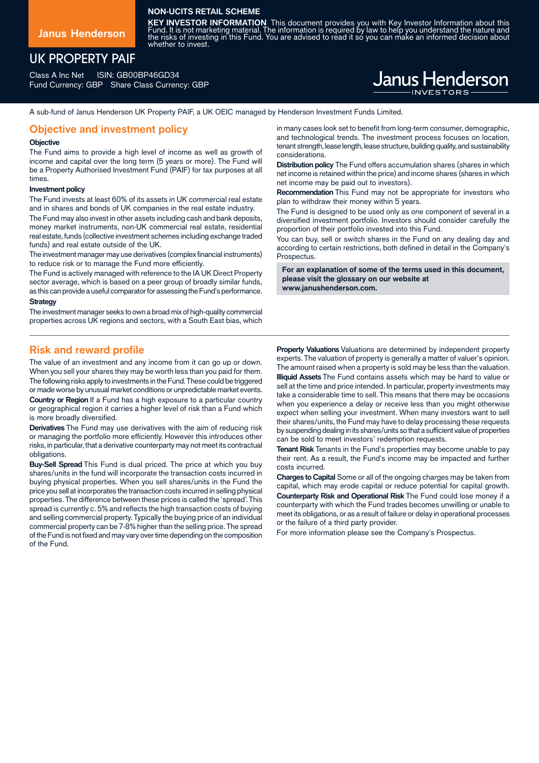Janus Henderson

**NON-UCITS RETAIL SCHEME**

**KEY INVESTOR INFORMATION** This document provides you with Key Investor Information about this Fund. It is not marketing material. The information is required by law to help you understand the nature and the risks of investing in this Fund. You are advised to read it so you can make an informed decision about whether to invest.

# UK PROPERTY PAIF

Class A Inc Net ISIN: GB00BP46GD34
Fund Currency: GBP Share Class Currency: GBP

Janus Henderson INVESTORS

A sub-fund of Janus Henderson UK Property PAIF, a UK OEIC managed by Henderson Investment Funds Limited.

## Objective and investment policy

### Objective

The Fund aims to provide a high level of income as well as growth of income and capital over the long term (5 years or more). The Fund will be a Property Authorised Investment Fund (PAIF) for tax purposes at all times.

### Investment policy

The Fund invests at least 60% of its assets in UK commercial real estate and in shares and bonds of UK companies in the real estate industry.

The Fund may also invest in other assets including cash and bank deposits, money market instruments, non-UK commercial real estate, residential real estate, funds (collective investment schemes including exchange traded funds) and real estate outside of the UK.

The investment manager may use derivatives (complex financial instruments) to reduce risk or to manage the Fund more efficiently.

The Fund is actively managed with reference to the IA UK Direct Property sector average, which is based on a peer group of broadly similar funds, as this can provide a useful comparator for assessing the Fund's performance.

### Strategy

The investment manager seeks to own a broad mix of high-quality commercial properties across UK regions and sectors, with a South East bias, which in many cases look set to benefit from long-term consumer, demographic, and technological trends. The investment process focuses on location, tenant strength, lease length, lease structure, building quality, and sustainability considerations.

**Distribution policy** The Fund offers accumulation shares (shares in which net income is retained within the price) and income shares (shares in which net income may be paid out to investors).

**Recommendation** This Fund may not be appropriate for investors who plan to withdraw their money within 5 years.

The Fund is designed to be used only as one component of several in a diversified investment portfolio. Investors should consider carefully the proportion of their portfolio invested into this Fund.

You can buy, sell or switch shares in the Fund on any dealing day and according to certain restrictions, both defined in detail in the Company's Prospectus.

**For an explanation of some of the terms used in this document, please visit the glossary on our website at www.janushenderson.com.**

## Risk and reward profile

The value of an investment and any income from it can go up or down. When you sell your shares they may be worth less than you paid for them. The following risks apply to investments in the Fund. These could be triggered or made worse by unusual market conditions or unpredictable market events.

**Country or Region** If a Fund has a high exposure to a particular country or geographical region it carries a higher level of risk than a Fund which is more broadly diversified.

**Derivatives** The Fund may use derivatives with the aim of reducing risk or managing the portfolio more efficiently. However this introduces other risks, in particular, that a derivative counterparty may not meet its contractual obligations.

**Buy-Sell Spread** This Fund is dual priced. The price at which you buy shares/units in the fund will incorporate the transaction costs incurred in buying physical properties. When you sell shares/units in the Fund the price you sell at incorporates the transaction costs incurred in selling physical properties. The difference between these prices is called the 'spread'. This spread is currently c. 5% and reflects the high transaction costs of buying and selling commercial property. Typically the buying price of an individual commercial property can be 7-8% higher than the selling price. The spread of the Fund is not fixed and may vary over time depending on the composition of the Fund.

**Property Valuations** Valuations are determined by independent property experts. The valuation of property is generally a matter of valuer's opinion. The amount raised when a property is sold may be less than the valuation.

**Illiquid Assets** The Fund contains assets which may be hard to value or sell at the time and price intended. In particular, property investments may take a considerable time to sell. This means that there may be occasions when you experience a delay or receive less than you might otherwise expect when selling your investment. When many investors want to sell their shares/units, the Fund may have to delay processing these requests by suspending dealing in its shares/units so that a sufficient value of properties can be sold to meet investors' redemption requests.

**Tenant Risk** Tenants in the Fund's properties may become unable to pay their rent. As a result, the Fund's income may be impacted and further costs incurred.

**Charges to Capital** Some or all of the ongoing charges may be taken from capital, which may erode capital or reduce potential for capital growth.

**Counterparty Risk and Operational Risk** The Fund could lose money if a counterparty with which the Fund trades becomes unwilling or unable to meet its obligations, or as a result of failure or delay in operational processes or the failure of a third party provider.

For more information please see the Company's Prospectus.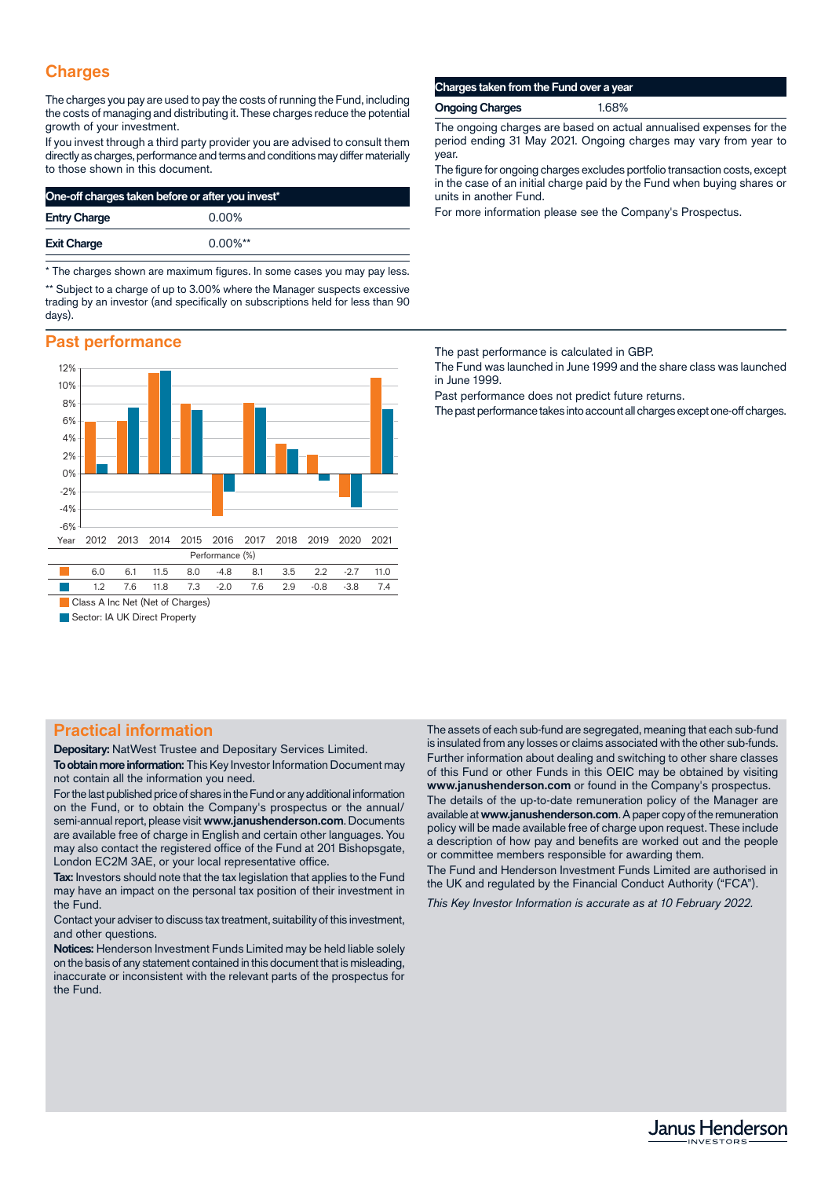## Charges

The charges you pay are used to pay the costs of running the Fund, including the costs of managing and distributing it. These charges reduce the potential growth of your investment.

If you invest through a third party provider you are advised to consult them directly as charges, performance and terms and conditions may differ materially to those shown in this document.

| One-off charges taken before or after you invest* | |
|---|---|
| **Entry Charge** | 0.00% |
| **Exit Charge** | 0.00%** |

\* The charges shown are maximum figures. In some cases you may pay less.

\** Subject to a charge of up to 3.00% where the Manager suspects excessive trading by an investor (and specifically on subscriptions held for less than 90 days).

| Charges taken from the Fund over a year | |
|---|---|
| **Ongoing Charges** | 1.68% |

The ongoing charges are based on actual annualised expenses for the period ending 31 May 2021. Ongoing charges may vary from year to year.

The figure for ongoing charges excludes portfolio transaction costs, except in the case of an initial charge paid by the Fund when buying shares or units in another Fund.

For more information please see the Company's Prospectus.

## Past performance

12%
10%
8%
6%
4%
2%
0%
-2%
-4%
-6%

Year 2012 2013 2014 2015 2016 2017 2018 2019 2020 2021

Performance (%)

6.0 6.1 11.5 8.0 -4.8 8.1 3.5 2.2 -2.7 11.0

1.2 7.6 11.8 7.3 -2.0 7.6 2.9 -0.8 -3.8 7.4

Class A Inc Net (Net of Charges)

Sector: IA UK Direct Property

The past performance is calculated in GBP.

The Fund was launched in June 1999 and the share class was launched in June 1999.

Past performance does not predict future returns.

The past performance takes into account all charges except one-off charges.

## Practical information

**Depositary:** NatWest Trustee and Depositary Services Limited.

**To obtain more information:** This Key Investor Information Document may not contain all the information you need.

For the last published price of shares in the Fund or any additional information on the Fund, or to obtain the Company's prospectus or the annual/ semi-annual report, please visit **www.janushenderson.com**. Documents are available free of charge in English and certain other languages. You may also contact the registered office of the Fund at 201 Bishopsgate, London EC2M 3AE, or your local representative office.

**Tax:** Investors should note that the tax legislation that applies to the Fund may have an impact on the personal tax position of their investment in the Fund.

Contact your adviser to discuss tax treatment, suitability of this investment, and other questions.

**Notices:** Henderson Investment Funds Limited may be held liable solely on the basis of any statement contained in this document that is misleading, inaccurate or inconsistent with the relevant parts of the prospectus for the Fund.

The assets of each sub-fund are segregated, meaning that each sub-fund is insulated from any losses or claims associated with the other sub-funds. Further information about dealing and switching to other share classes of this Fund or other Funds in this OEIC may be obtained by visiting **www.janushenderson.com** or found in the Company's prospectus.

The details of the up-to-date remuneration policy of the Manager are available at **www.janushenderson.com**. A paper copy of the remuneration policy will be made available free of charge upon request. These include a description of how pay and benefits are worked out and the people or committee members responsible for awarding them.

The Fund and Henderson Investment Funds Limited are authorised in the UK and regulated by the Financial Conduct Authority ("FCA").

*This Key Investor Information is accurate as at 10 February 2022.*